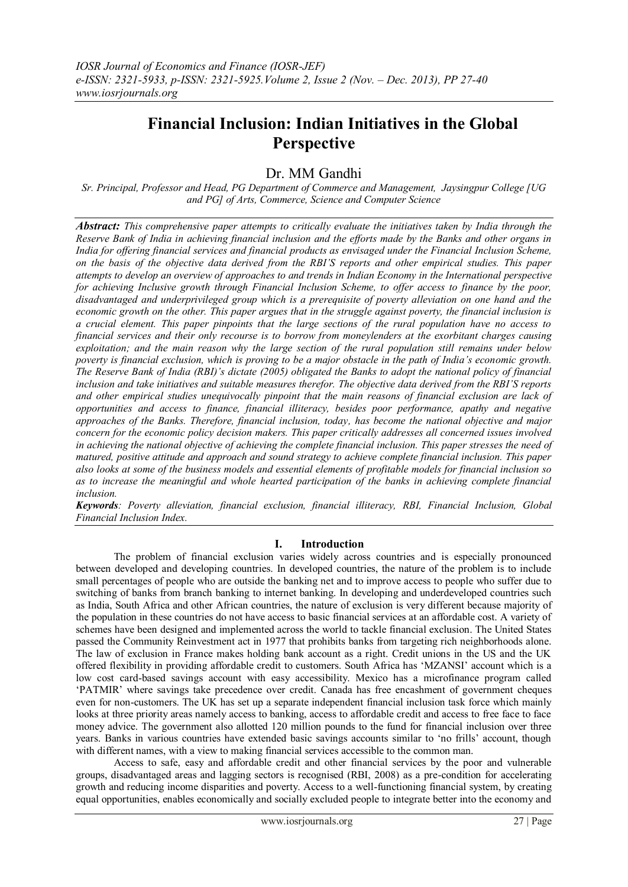# Financial Inclusion: Indian Initiatives in the Global Perspective

Dr. MM Gandhi

*Sr. Principal, Professor and Head, PG Department of Commerce and Management, Jaysingpur College [UG and PG] of Arts, Commerce, Science and Computer Science*

***Abstract:*** *This comprehensive paper attempts to critically evaluate the initiatives taken by India through the Reserve Bank of India in achieving financial inclusion and the efforts made by the Banks and other organs in India for offering financial services and financial products as envisaged under the Financial Inclusion Scheme, on the basis of the objective data derived from the RBI'S reports and other empirical studies. This paper attempts to develop an overview of approaches to and trends in Indian Economy in the International perspective for achieving Inclusive growth through Financial Inclusion Scheme, to offer access to finance by the poor, disadvantaged and underprivileged group which is a prerequisite of poverty alleviation on one hand and the economic growth on the other. This paper argues that in the struggle against poverty, the financial inclusion is a crucial element. This paper pinpoints that the large sections of the rural population have no access to financial services and their only recourse is to borrow from moneylenders at the exorbitant charges causing exploitation; and the main reason why the large section of the rural population still remains under below poverty is financial exclusion, which is proving to be a major obstacle in the path of India's economic growth. The Reserve Bank of India (RBI)'s dictate (2005) obligated the Banks to adopt the national policy of financial inclusion and take initiatives and suitable measures therefor. The objective data derived from the RBI'S reports and other empirical studies unequivocally pinpoint that the main reasons of financial exclusion are lack of opportunities and access to finance, financial illiteracy, besides poor performance, apathy and negative approaches of the Banks. Therefore, financial inclusion, today, has become the national objective and major concern for the economic policy decision makers. This paper critically addresses all concerned issues involved in achieving the national objective of achieving the complete financial inclusion. This paper stresses the need of matured, positive attitude and approach and sound strategy to achieve complete financial inclusion. This paper also looks at some of the business models and essential elements of profitable models for financial inclusion so as to increase the meaningful and whole hearted participation of the banks in achieving complete financial inclusion.*

***Keywords****: Poverty alleviation, financial exclusion, financial illiteracy, RBI, Financial Inclusion, Global Financial Inclusion Index.*

## I. Introduction

The problem of financial exclusion varies widely across countries and is especially pronounced between developed and developing countries. In developed countries, the nature of the problem is to include small percentages of people who are outside the banking net and to improve access to people who suffer due to switching of banks from branch banking to internet banking. In developing and underdeveloped countries such as India, South Africa and other African countries, the nature of exclusion is very different because majority of the population in these countries do not have access to basic financial services at an affordable cost. A variety of schemes have been designed and implemented across the world to tackle financial exclusion. The United States passed the Community Reinvestment act in 1977 that prohibits banks from targeting rich neighborhoods alone. The law of exclusion in France makes holding bank account as a right. Credit unions in the US and the UK offered flexibility in providing affordable credit to customers. South Africa has 'MZANSI' account which is a low cost card-based savings account with easy accessibility. Mexico has a microfinance program called 'PATMIR' where savings take precedence over credit. Canada has free encashment of government cheques even for non-customers. The UK has set up a separate independent financial inclusion task force which mainly looks at three priority areas namely access to banking, access to affordable credit and access to free face to face money advice. The government also allotted 120 million pounds to the fund for financial inclusion over three years. Banks in various countries have extended basic savings accounts similar to 'no frills' account, though with different names, with a view to making financial services accessible to the common man.

Access to safe, easy and affordable credit and other financial services by the poor and vulnerable groups, disadvantaged areas and lagging sectors is recognised (RBI, 2008) as a pre-condition for accelerating growth and reducing income disparities and poverty. Access to a well-functioning financial system, by creating equal opportunities, enables economically and socially excluded people to integrate better into the economy and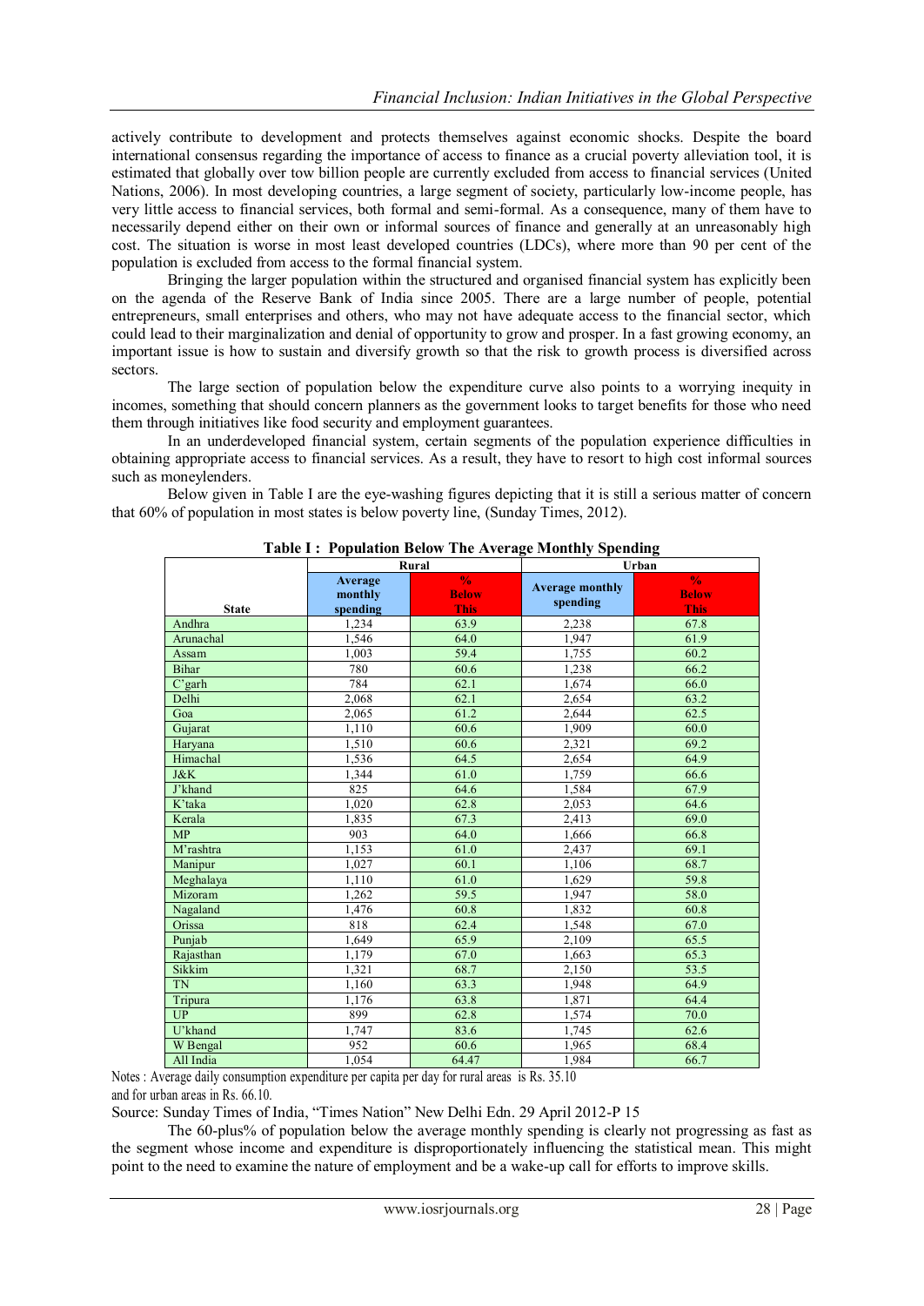actively contribute to development and protects themselves against economic shocks. Despite the board international consensus regarding the importance of access to finance as a crucial poverty alleviation tool, it is estimated that globally over tow billion people are currently excluded from access to financial services (United Nations, 2006). In most developing countries, a large segment of society, particularly low-income people, has very little access to financial services, both formal and semi-formal. As a consequence, many of them have to necessarily depend either on their own or informal sources of finance and generally at an unreasonably high cost. The situation is worse in most least developed countries (LDCs), where more than 90 per cent of the population is excluded from access to the formal financial system.

Bringing the larger population within the structured and organised financial system has explicitly been on the agenda of the Reserve Bank of India since 2005. There are a large number of people, potential entrepreneurs, small enterprises and others, who may not have adequate access to the financial sector, which could lead to their marginalization and denial of opportunity to grow and prosper. In a fast growing economy, an important issue is how to sustain and diversify growth so that the risk to growth process is diversified across sectors.

The large section of population below the expenditure curve also points to a worrying inequity in incomes, something that should concern planners as the government looks to target benefits for those who need them through initiatives like food security and employment guarantees.

In an underdeveloped financial system, certain segments of the population experience difficulties in obtaining appropriate access to financial services. As a result, they have to resort to high cost informal sources such as moneylenders.

Below given in Table I are the eye-washing figures depicting that it is still a serious matter of concern that 60% of population in most states is below poverty line, (Sunday Times, 2012).

**Table I : Population Below The Average Monthly Spending**

| State | Rural | | Urban | |
|---|---|---|---|---|
| | Average monthly spending | % Below This | Average monthly spending | % Below This |
| Andhra | 1,234 | 63.9 | 2,238 | 67.8 |
| Arunachal | 1,546 | 64.0 | 1,947 | 61.9 |
| Assam | 1,003 | 59.4 | 1,755 | 60.2 |
| Bihar | 780 | 60.6 | 1,238 | 66.2 |
| C'garh | 784 | 62.1 | 1,674 | 66.0 |
| Delhi | 2,068 | 62.1 | 2,654 | 63.2 |
| Goa | 2,065 | 61.2 | 2,644 | 62.5 |
| Gujarat | 1,110 | 60.6 | 1,909 | 60.0 |
| Haryana | 1,510 | 60.6 | 2,321 | 69.2 |
| Himachal | 1,536 | 64.5 | 2,654 | 64.9 |
| J&K | 1,344 | 61.0 | 1,759 | 66.6 |
| J'khand | 825 | 64.6 | 1,584 | 67.9 |
| K'taka | 1,020 | 62.8 | 2,053 | 64.6 |
| Kerala | 1,835 | 67.3 | 2,413 | 69.0 |
| MP | 903 | 64.0 | 1,666 | 66.8 |
| M'rashtra | 1,153 | 61.0 | 2,437 | 69.1 |
| Manipur | 1,027 | 60.1 | 1,106 | 68.7 |
| Meghalaya | 1,110 | 61.0 | 1,629 | 59.8 |
| Mizoram | 1,262 | 59.5 | 1,947 | 58.0 |
| Nagaland | 1,476 | 60.8 | 1,832 | 60.8 |
| Orissa | 818 | 62.4 | 1,548 | 67.0 |
| Punjab | 1,649 | 65.9 | 2,109 | 65.5 |
| Rajasthan | 1,179 | 67.0 | 1,663 | 65.3 |
| Sikkim | 1,321 | 68.7 | 2,150 | 53.5 |
| TN | 1,160 | 63.3 | 1,948 | 64.9 |
| Tripura | 1,176 | 63.8 | 1,871 | 64.4 |
| UP | 899 | 62.8 | 1,574 | 70.0 |
| U'khand | 1,747 | 83.6 | 1,745 | 62.6 |
| W Bengal | 952 | 60.6 | 1,965 | 68.4 |
| All India | 1,054 | 64.47 | 1,984 | 66.7 |

Notes : Average daily consumption expenditure per capita per day for rural areas is Rs. 35.10 and for urban areas in Rs. 66.10.

Source: Sunday Times of India, "Times Nation" New Delhi Edn. 29 April 2012-P 15

The 60-plus% of population below the average monthly spending is clearly not progressing as fast as the segment whose income and expenditure is disproportionately influencing the statistical mean. This might point to the need to examine the nature of employment and be a wake-up call for efforts to improve skills.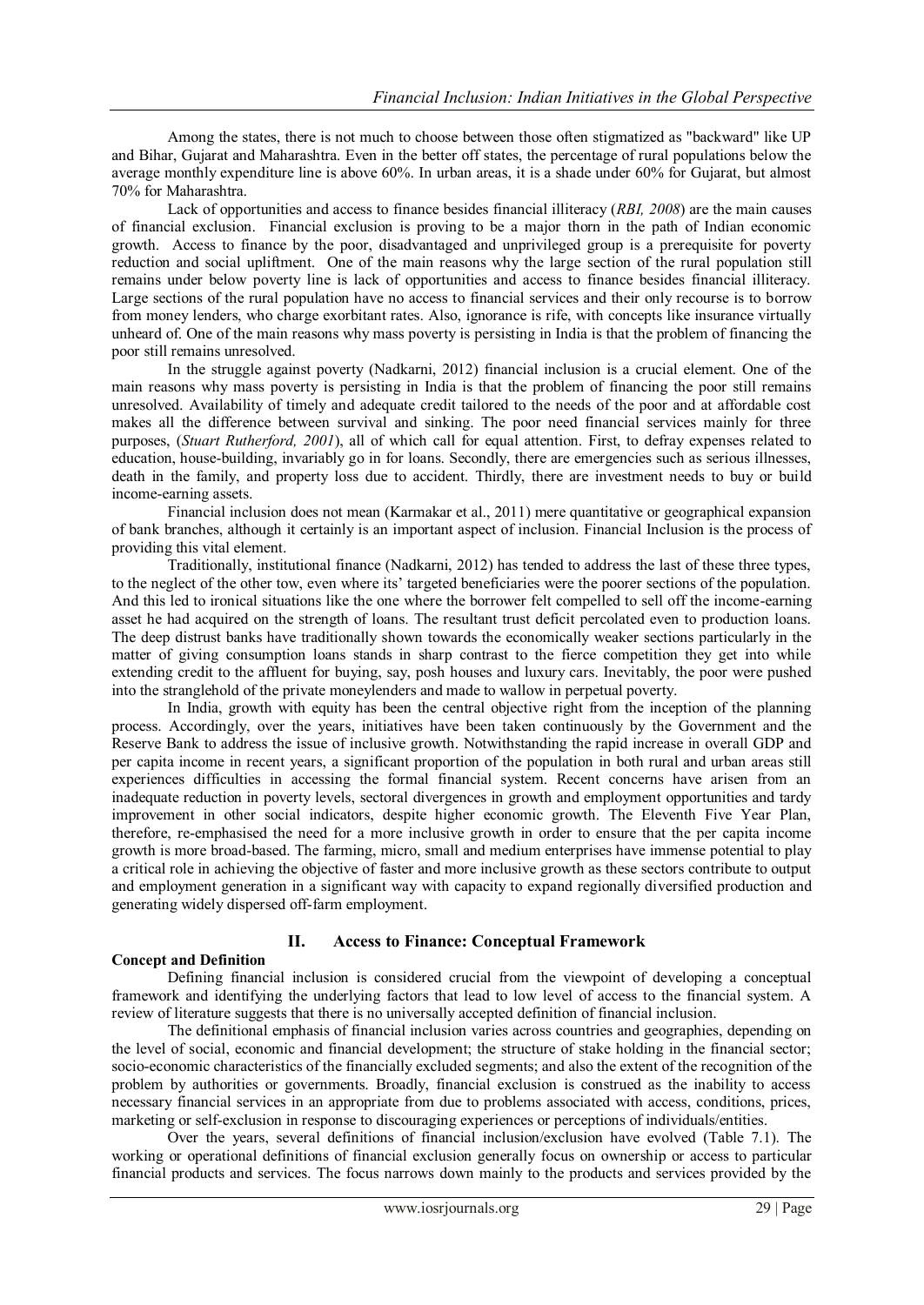Among the states, there is not much to choose between those often stigmatized as "backward" like UP and Bihar, Gujarat and Maharashtra. Even in the better off states, the percentage of rural populations below the average monthly expenditure line is above 60%. In urban areas, it is a shade under 60% for Gujarat, but almost 70% for Maharashtra.

Lack of opportunities and access to finance besides financial illiteracy (*RBI, 2008*) are the main causes of financial exclusion. Financial exclusion is proving to be a major thorn in the path of Indian economic growth. Access to finance by the poor, disadvantaged and unprivileged group is a prerequisite for poverty reduction and social upliftment. One of the main reasons why the large section of the rural population still remains under below poverty line is lack of opportunities and access to finance besides financial illiteracy. Large sections of the rural population have no access to financial services and their only recourse is to borrow from money lenders, who charge exorbitant rates. Also, ignorance is rife, with concepts like insurance virtually unheard of. One of the main reasons why mass poverty is persisting in India is that the problem of financing the poor still remains unresolved.

In the struggle against poverty (Nadkarni, 2012) financial inclusion is a crucial element. One of the main reasons why mass poverty is persisting in India is that the problem of financing the poor still remains unresolved. Availability of timely and adequate credit tailored to the needs of the poor and at affordable cost makes all the difference between survival and sinking. The poor need financial services mainly for three purposes, (*Stuart Rutherford, 2001*), all of which call for equal attention. First, to defray expenses related to education, house-building, invariably go in for loans. Secondly, there are emergencies such as serious illnesses, death in the family, and property loss due to accident. Thirdly, there are investment needs to buy or build income-earning assets.

Financial inclusion does not mean (Karmakar et al., 2011) mere quantitative or geographical expansion of bank branches, although it certainly is an important aspect of inclusion. Financial Inclusion is the process of providing this vital element.

Traditionally, institutional finance (Nadkarni, 2012) has tended to address the last of these three types, to the neglect of the other tow, even where its' targeted beneficiaries were the poorer sections of the population. And this led to ironical situations like the one where the borrower felt compelled to sell off the income-earning asset he had acquired on the strength of loans. The resultant trust deficit percolated even to production loans. The deep distrust banks have traditionally shown towards the economically weaker sections particularly in the matter of giving consumption loans stands in sharp contrast to the fierce competition they get into while extending credit to the affluent for buying, say, posh houses and luxury cars. Inevitably, the poor were pushed into the stranglehold of the private moneylenders and made to wallow in perpetual poverty.

In India, growth with equity has been the central objective right from the inception of the planning process. Accordingly, over the years, initiatives have been taken continuously by the Government and the Reserve Bank to address the issue of inclusive growth. Notwithstanding the rapid increase in overall GDP and per capita income in recent years, a significant proportion of the population in both rural and urban areas still experiences difficulties in accessing the formal financial system. Recent concerns have arisen from an inadequate reduction in poverty levels, sectoral divergences in growth and employment opportunities and tardy improvement in other social indicators, despite higher economic growth. The Eleventh Five Year Plan, therefore, re-emphasised the need for a more inclusive growth in order to ensure that the per capita income growth is more broad-based. The farming, micro, small and medium enterprises have immense potential to play a critical role in achieving the objective of faster and more inclusive growth as these sectors contribute to output and employment generation in a significant way with capacity to expand regionally diversified production and generating widely dispersed off-farm employment.

## II. Access to Finance: Conceptual Framework

**Concept and Definition**

Defining financial inclusion is considered crucial from the viewpoint of developing a conceptual framework and identifying the underlying factors that lead to low level of access to the financial system. A review of literature suggests that there is no universally accepted definition of financial inclusion.

The definitional emphasis of financial inclusion varies across countries and geographies, depending on the level of social, economic and financial development; the structure of stake holding in the financial sector; socio-economic characteristics of the financially excluded segments; and also the extent of the recognition of the problem by authorities or governments. Broadly, financial exclusion is construed as the inability to access necessary financial services in an appropriate from due to problems associated with access, conditions, prices, marketing or self-exclusion in response to discouraging experiences or perceptions of individuals/entities.

Over the years, several definitions of financial inclusion/exclusion have evolved (Table 7.1). The working or operational definitions of financial exclusion generally focus on ownership or access to particular financial products and services. The focus narrows down mainly to the products and services provided by the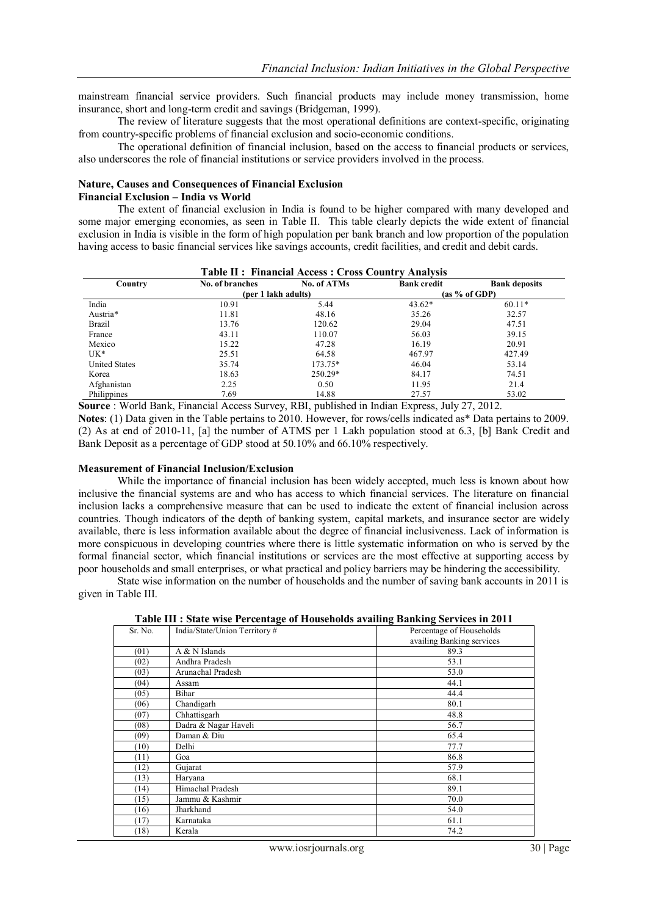mainstream financial service providers. Such financial products may include money transmission, home insurance, short and long-term credit and savings (Bridgeman, 1999).

The review of literature suggests that the most operational definitions are context-specific, originating from country-specific problems of financial exclusion and socio-economic conditions.

The operational definition of financial inclusion, based on the access to financial products or services, also underscores the role of financial institutions or service providers involved in the process.

### Nature, Causes and Consequences of Financial Exclusion

#### Financial Exclusion – India vs World

The extent of financial exclusion in India is found to be higher compared with many developed and some major emerging economies, as seen in Table II. This table clearly depicts the wide extent of financial exclusion in India is visible in the form of high population per bank branch and low proportion of the population having access to basic financial services like savings accounts, credit facilities, and credit and debit cards.

**Table II : Financial Access : Cross Country Analysis**

| Country | No. of branches | No. of ATMs | Bank credit | Bank deposits |
|---|---|---|---|---|
| | (per 1 lakh adults) | | (as % of GDP) | |
| India | 10.91 | 5.44 | 43.62* | 60.11* |
| Austria* | 11.81 | 48.16 | 35.26 | 32.57 |
| Brazil | 13.76 | 120.62 | 29.04 | 47.51 |
| France | 43.11 | 110.07 | 56.03 | 39.15 |
| Mexico | 15.22 | 47.28 | 16.19 | 20.91 |
| UK* | 25.51 | 64.58 | 467.97 | 427.49 |
| United States | 35.74 | 173.75* | 46.04 | 53.14 |
| Korea | 18.63 | 250.29* | 84.17 | 74.51 |
| Afghanistan | 2.25 | 0.50 | 11.95 | 21.4 |
| Philippines | 7.69 | 14.88 | 27.57 | 53.02 |

**Source** : World Bank, Financial Access Survey, RBI, published in Indian Express, July 27, 2012.

**Notes**: (1) Data given in the Table pertains to 2010. However, for rows/cells indicated as* Data pertains to 2009. (2) As at end of 2010-11, [a] the number of ATMS per 1 Lakh population stood at 6.3, [b] Bank Credit and Bank Deposit as a percentage of GDP stood at 50.10% and 66.10% respectively.

### Measurement of Financial Inclusion/Exclusion

While the importance of financial inclusion has been widely accepted, much less is known about how inclusive the financial systems are and who has access to which financial services. The literature on financial inclusion lacks a comprehensive measure that can be used to indicate the extent of financial inclusion across countries. Though indicators of the depth of banking system, capital markets, and insurance sector are widely available, there is less information available about the degree of financial inclusiveness. Lack of information is more conspicuous in developing countries where there is little systematic information on who is served by the formal financial sector, which financial institutions or services are the most effective at supporting access by poor households and small enterprises, or what practical and policy barriers may be hindering the accessibility.

State wise information on the number of households and the number of saving bank accounts in 2011 is given in Table III.

**Table III : State wise Percentage of Households availing Banking Services in 2011**

| Sr. No. | India/State/Union Territory # | Percentage of Households availing Banking services |
|---|---|---|
| (01) | A & N Islands | 89.3 |
| (02) | Andhra Pradesh | 53.1 |
| (03) | Arunachal Pradesh | 53.0 |
| (04) | Assam | 44.1 |
| (05) | Bihar | 44.4 |
| (06) | Chandigarh | 80.1 |
| (07) | Chhattisgarh | 48.8 |
| (08) | Dadra & Nagar Haveli | 56.7 |
| (09) | Daman & Diu | 65.4 |
| (10) | Delhi | 77.7 |
| (11) | Goa | 86.8 |
| (12) | Gujarat | 57.9 |
| (13) | Haryana | 68.1 |
| (14) | Himachal Pradesh | 89.1 |
| (15) | Jammu & Kashmir | 70.0 |
| (16) | Jharkhand | 54.0 |
| (17) | Karnataka | 61.1 |
| (18) | Kerala | 74.2 |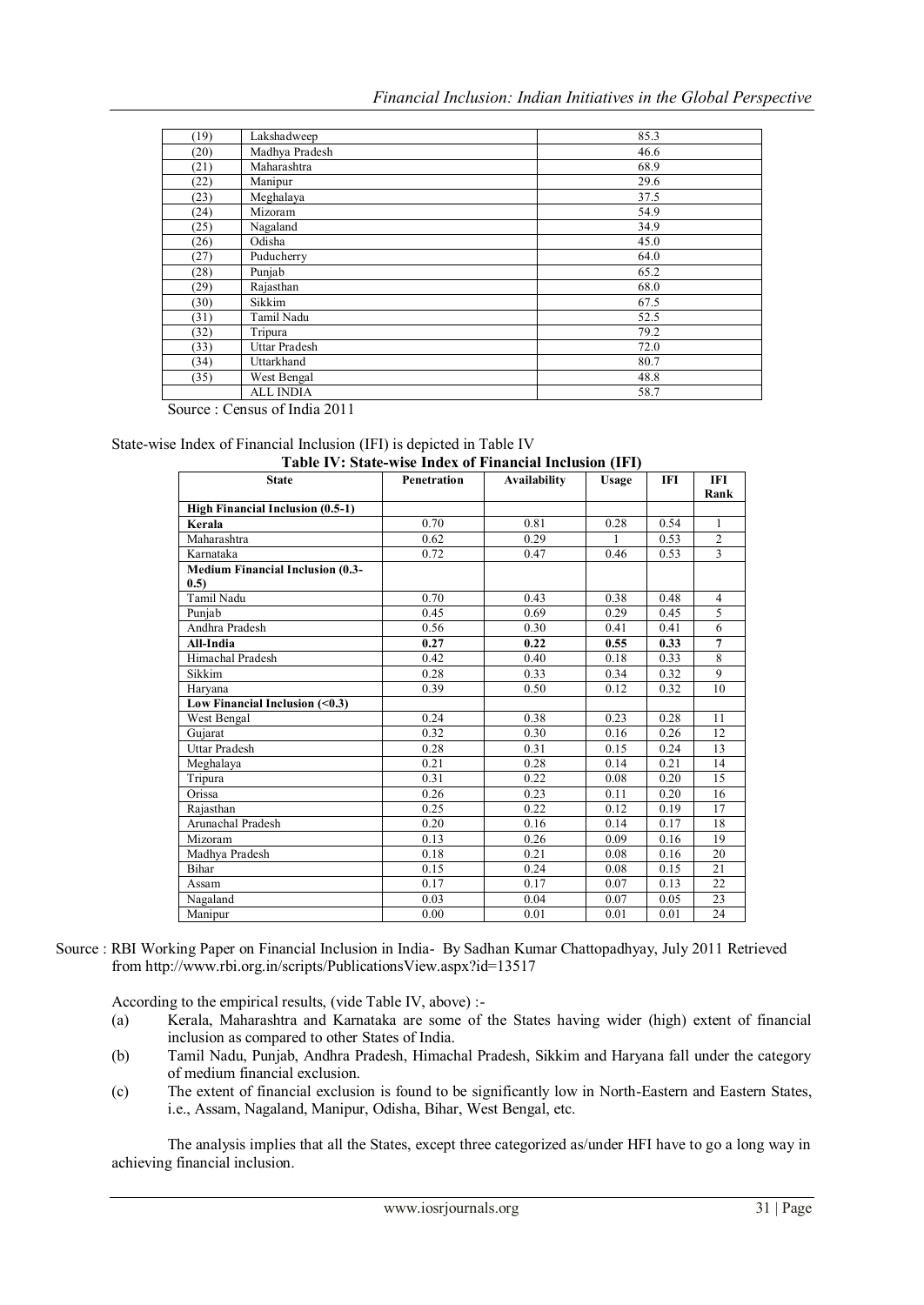| (19) | Lakshadweep | 85.3 |
|---|---|---|
| (20) | Madhya Pradesh | 46.6 |
| (21) | Maharashtra | 68.9 |
| (22) | Manipur | 29.6 |
| (23) | Meghalaya | 37.5 |
| (24) | Mizoram | 54.9 |
| (25) | Nagaland | 34.9 |
| (26) | Odisha | 45.0 |
| (27) | Puducherry | 64.0 |
| (28) | Punjab | 65.2 |
| (29) | Rajasthan | 68.0 |
| (30) | Sikkim | 67.5 |
| (31) | Tamil Nadu | 52.5 |
| (32) | Tripura | 79.2 |
| (33) | Uttar Pradesh | 72.0 |
| (34) | Uttarkhand | 80.7 |
| (35) | West Bengal | 48.8 |
| | ALL INDIA | 58.7 |

Source : Census of India 2011

State-wise Index of Financial Inclusion (IFI) is depicted in Table IV

**Table IV: State-wise Index of Financial Inclusion (IFI)**

| State | Penetration | Availability | Usage | IFI | IFI Rank |
|---|---|---|---|---|---|
| **High Financial Inclusion (0.5-1)** | | | | | |
| **Kerala** | 0.70 | 0.81 | 0.28 | 0.54 | 1 |
| Maharashtra | 0.62 | 0.29 | 1 | 0.53 | 2 |
| Karnataka | 0.72 | 0.47 | 0.46 | 0.53 | 3 |
| **Medium Financial Inclusion (0.3-0.5)** | | | | | |
| Tamil Nadu | 0.70 | 0.43 | 0.38 | 0.48 | 4 |
| Punjab | 0.45 | 0.69 | 0.29 | 0.45 | 5 |
| Andhra Pradesh | 0.56 | 0.30 | 0.41 | 0.41 | 6 |
| **All-India** | **0.27** | **0.22** | **0.55** | **0.33** | **7** |
| Himachal Pradesh | 0.42 | 0.40 | 0.18 | 0.33 | 8 |
| Sikkim | 0.28 | 0.33 | 0.34 | 0.32 | 9 |
| Haryana | 0.39 | 0.50 | 0.12 | 0.32 | 10 |
| **Low Financial Inclusion (<0.3)** | | | | | |
| West Bengal | 0.24 | 0.38 | 0.23 | 0.28 | 11 |
| Gujarat | 0.32 | 0.30 | 0.16 | 0.26 | 12 |
| Uttar Pradesh | 0.28 | 0.31 | 0.15 | 0.24 | 13 |
| Meghalaya | 0.21 | 0.28 | 0.14 | 0.21 | 14 |
| Tripura | 0.31 | 0.22 | 0.08 | 0.20 | 15 |
| Orissa | 0.26 | 0.23 | 0.11 | 0.20 | 16 |
| Rajasthan | 0.25 | 0.22 | 0.12 | 0.19 | 17 |
| Arunachal Pradesh | 0.20 | 0.16 | 0.14 | 0.17 | 18 |
| Mizoram | 0.13 | 0.26 | 0.09 | 0.16 | 19 |
| Madhya Pradesh | 0.18 | 0.21 | 0.08 | 0.16 | 20 |
| Bihar | 0.15 | 0.24 | 0.08 | 0.15 | 21 |
| Assam | 0.17 | 0.17 | 0.07 | 0.13 | 22 |
| Nagaland | 0.03 | 0.04 | 0.07 | 0.05 | 23 |
| Manipur | 0.00 | 0.01 | 0.01 | 0.01 | 24 |

Source : RBI Working Paper on Financial Inclusion in India- By Sadhan Kumar Chattopadhyay, July 2011 Retrieved from http://www.rbi.org.in/scripts/PublicationsView.aspx?id=13517

According to the empirical results, (vide Table IV, above) :-

(a) Kerala, Maharashtra and Karnataka are some of the States having wider (high) extent of financial inclusion as compared to other States of India.

(b) Tamil Nadu, Punjab, Andhra Pradesh, Himachal Pradesh, Sikkim and Haryana fall under the category of medium financial exclusion.

(c) The extent of financial exclusion is found to be significantly low in North-Eastern and Eastern States, i.e., Assam, Nagaland, Manipur, Odisha, Bihar, West Bengal, etc.

The analysis implies that all the States, except three categorized as/under HFI have to go a long way in achieving financial inclusion.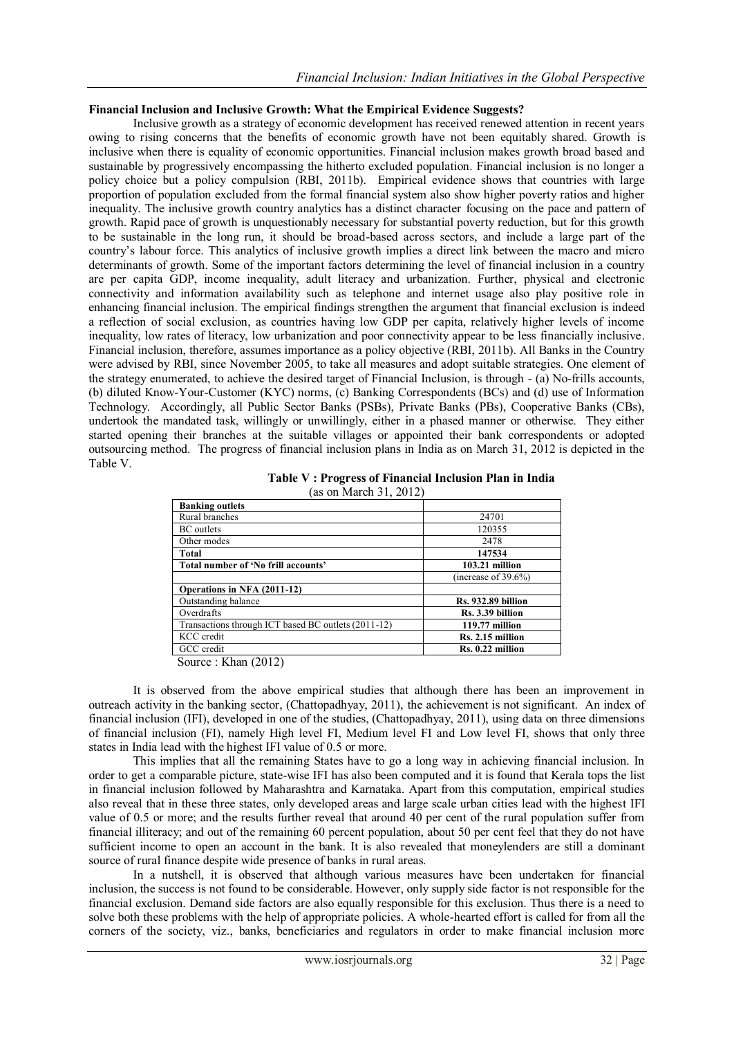### Financial Inclusion and Inclusive Growth: What the Empirical Evidence Suggests?

Inclusive growth as a strategy of economic development has received renewed attention in recent years owing to rising concerns that the benefits of economic growth have not been equitably shared. Growth is inclusive when there is equality of economic opportunities. Financial inclusion makes growth broad based and sustainable by progressively encompassing the hitherto excluded population. Financial inclusion is no longer a policy choice but a policy compulsion (RBI, 2011b). Empirical evidence shows that countries with large proportion of population excluded from the formal financial system also show higher poverty ratios and higher inequality. The inclusive growth country analytics has a distinct character focusing on the pace and pattern of growth. Rapid pace of growth is unquestionably necessary for substantial poverty reduction, but for this growth to be sustainable in the long run, it should be broad-based across sectors, and include a large part of the country's labour force. This analytics of inclusive growth implies a direct link between the macro and micro determinants of growth. Some of the important factors determining the level of financial inclusion in a country are per capita GDP, income inequality, adult literacy and urbanization. Further, physical and electronic connectivity and information availability such as telephone and internet usage also play positive role in enhancing financial inclusion. The empirical findings strengthen the argument that financial exclusion is indeed a reflection of social exclusion, as countries having low GDP per capita, relatively higher levels of income inequality, low rates of literacy, low urbanization and poor connectivity appear to be less financially inclusive. Financial inclusion, therefore, assumes importance as a policy objective (RBI, 2011b). All Banks in the Country were advised by RBI, since November 2005, to take all measures and adopt suitable strategies. One element of the strategy enumerated, to achieve the desired target of Financial Inclusion, is through - (a) No-frills accounts, (b) diluted Know-Your-Customer (KYC) norms, (c) Banking Correspondents (BCs) and (d) use of Information Technology. Accordingly, all Public Sector Banks (PSBs), Private Banks (PBs), Cooperative Banks (CBs), undertook the mandated task, willingly or unwillingly, either in a phased manner or otherwise. They either started opening their branches at the suitable villages or appointed their bank correspondents or adopted outsourcing method. The progress of financial inclusion plans in India as on March 31, 2012 is depicted in the Table V.

**Table V : Progress of Financial Inclusion Plan in India**
(as on March 31, 2012)

| **Banking outlets** | |
|---|---|
| Rural branches | 24701 |
| BC outlets | 120355 |
| Other modes | 2478 |
| **Total** | **147534** |
| **Total number of 'No frill accounts'** | **103.21 million** |
| | (increase of 39.6%) |
| **Operations in NFA (2011-12)** | |
| Outstanding balance | **Rs. 932.89 billion** |
| Overdrafts | **Rs. 3.39 billion** |
| Transactions through ICT based BC outlets (2011-12) | **119.77 million** |
| KCC credit | **Rs. 2.15 million** |
| GCC credit | **Rs. 0.22 million** |

Source : Khan (2012)

It is observed from the above empirical studies that although there has been an improvement in outreach activity in the banking sector, (Chattopadhyay, 2011), the achievement is not significant. An index of financial inclusion (IFI), developed in one of the studies, (Chattopadhyay, 2011), using data on three dimensions of financial inclusion (FI), namely High level FI, Medium level FI and Low level FI, shows that only three states in India lead with the highest IFI value of 0.5 or more.

This implies that all the remaining States have to go a long way in achieving financial inclusion. In order to get a comparable picture, state-wise IFI has also been computed and it is found that Kerala tops the list in financial inclusion followed by Maharashtra and Karnataka. Apart from this computation, empirical studies also reveal that in these three states, only developed areas and large scale urban cities lead with the highest IFI value of 0.5 or more; and the results further reveal that around 40 per cent of the rural population suffer from financial illiteracy; and out of the remaining 60 percent population, about 50 per cent feel that they do not have sufficient income to open an account in the bank. It is also revealed that moneylenders are still a dominant source of rural finance despite wide presence of banks in rural areas.

In a nutshell, it is observed that although various measures have been undertaken for financial inclusion, the success is not found to be considerable. However, only supply side factor is not responsible for the financial exclusion. Demand side factors are also equally responsible for this exclusion. Thus there is a need to solve both these problems with the help of appropriate policies. A whole-hearted effort is called for from all the corners of the society, viz., banks, beneficiaries and regulators in order to make financial inclusion more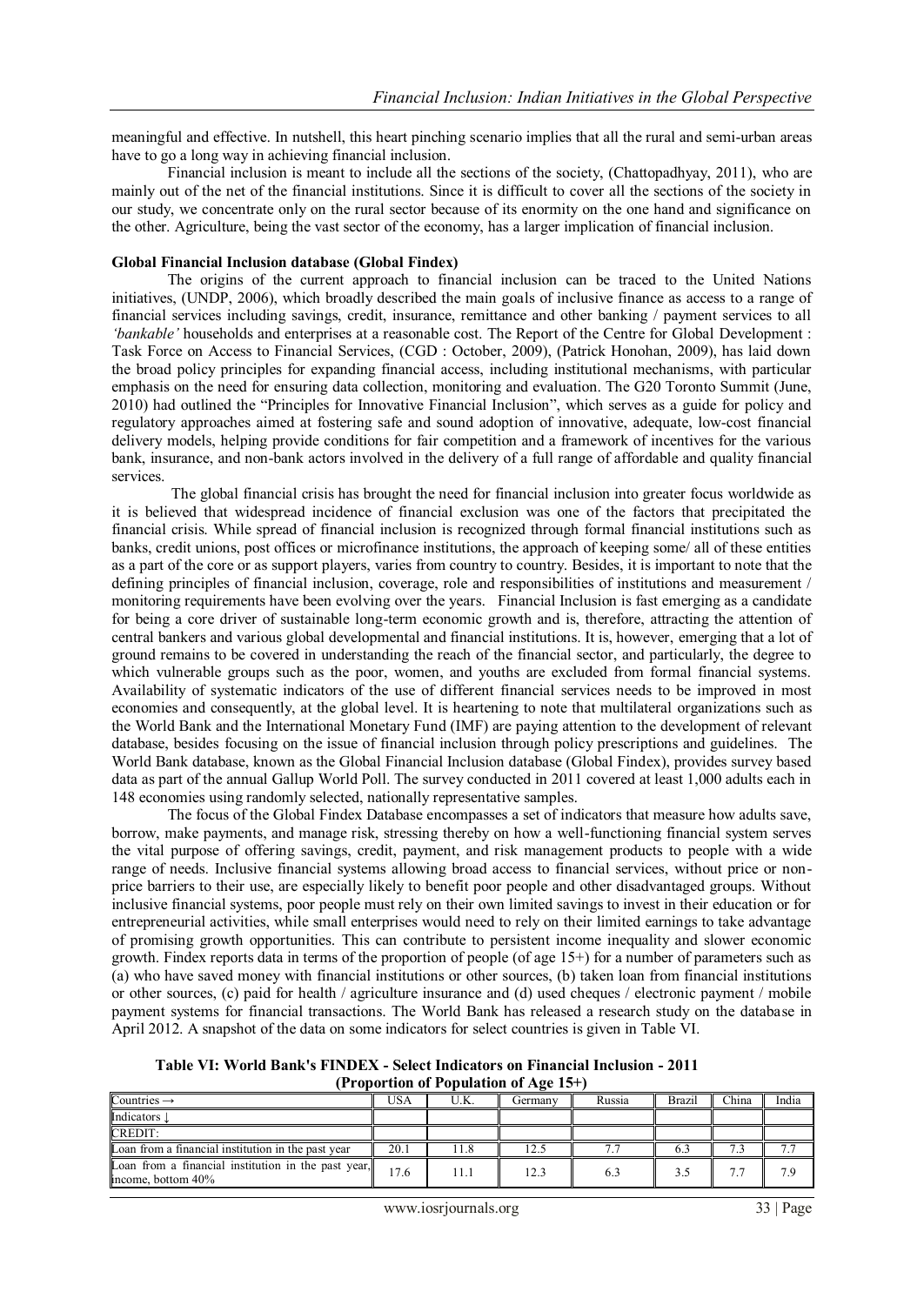meaningful and effective. In nutshell, this heart pinching scenario implies that all the rural and semi-urban areas have to go a long way in achieving financial inclusion.

Financial inclusion is meant to include all the sections of the society, (Chattopadhyay, 2011), who are mainly out of the net of the financial institutions. Since it is difficult to cover all the sections of the society in our study, we concentrate only on the rural sector because of its enormity on the one hand and significance on the other. Agriculture, being the vast sector of the economy, has a larger implication of financial inclusion.

**Global Financial Inclusion database (Global Findex)**

The origins of the current approach to financial inclusion can be traced to the United Nations initiatives, (UNDP, 2006), which broadly described the main goals of inclusive finance as access to a range of financial services including savings, credit, insurance, remittance and other banking / payment services to all *'bankable'* households and enterprises at a reasonable cost. The Report of the Centre for Global Development : Task Force on Access to Financial Services, (CGD : October, 2009), (Patrick Honohan, 2009), has laid down the broad policy principles for expanding financial access, including institutional mechanisms, with particular emphasis on the need for ensuring data collection, monitoring and evaluation. The G20 Toronto Summit (June, 2010) had outlined the "Principles for Innovative Financial Inclusion", which serves as a guide for policy and regulatory approaches aimed at fostering safe and sound adoption of innovative, adequate, low-cost financial delivery models, helping provide conditions for fair competition and a framework of incentives for the various bank, insurance, and non-bank actors involved in the delivery of a full range of affordable and quality financial services.

The global financial crisis has brought the need for financial inclusion into greater focus worldwide as it is believed that widespread incidence of financial exclusion was one of the factors that precipitated the financial crisis. While spread of financial inclusion is recognized through formal financial institutions such as banks, credit unions, post offices or microfinance institutions, the approach of keeping some/ all of these entities as a part of the core or as support players, varies from country to country. Besides, it is important to note that the defining principles of financial inclusion, coverage, role and responsibilities of institutions and measurement / monitoring requirements have been evolving over the years. Financial Inclusion is fast emerging as a candidate for being a core driver of sustainable long-term economic growth and is, therefore, attracting the attention of central bankers and various global developmental and financial institutions. It is, however, emerging that a lot of ground remains to be covered in understanding the reach of the financial sector, and particularly, the degree to which vulnerable groups such as the poor, women, and youths are excluded from formal financial systems. Availability of systematic indicators of the use of different financial services needs to be improved in most economies and consequently, at the global level. It is heartening to note that multilateral organizations such as the World Bank and the International Monetary Fund (IMF) are paying attention to the development of relevant database, besides focusing on the issue of financial inclusion through policy prescriptions and guidelines. The World Bank database, known as the Global Financial Inclusion database (Global Findex), provides survey based data as part of the annual Gallup World Poll. The survey conducted in 2011 covered at least 1,000 adults each in 148 economies using randomly selected, nationally representative samples.

The focus of the Global Findex Database encompasses a set of indicators that measure how adults save, borrow, make payments, and manage risk, stressing thereby on how a well-functioning financial system serves the vital purpose of offering savings, credit, payment, and risk management products to people with a wide range of needs. Inclusive financial systems allowing broad access to financial services, without price or non-price barriers to their use, are especially likely to benefit poor people and other disadvantaged groups. Without inclusive financial systems, poor people must rely on their own limited savings to invest in their education or for entrepreneurial activities, while small enterprises would need to rely on their limited earnings to take advantage of promising growth opportunities. This can contribute to persistent income inequality and slower economic growth. Findex reports data in terms of the proportion of people (of age 15+) for a number of parameters such as (a) who have saved money with financial institutions or other sources, (b) taken loan from financial institutions or other sources, (c) paid for health / agriculture insurance and (d) used cheques / electronic payment / mobile payment systems for financial transactions. The World Bank has released a research study on the database in April 2012. A snapshot of the data on some indicators for select countries is given in Table VI.

**Table VI: World Bank's FINDEX - Select Indicators on Financial Inclusion - 2011**
**(Proportion of Population of Age 15+)**

| Countries → | USA | U.K. | Germany | Russia | Brazil | China | India |
|---|---|---|---|---|---|---|---|
| Indicators ↓ | | | | | | | |
| CREDIT: | | | | | | | |
| Loan from a financial institution in the past year | 20.1 | 11.8 | 12.5 | 7.7 | 6.3 | 7.3 | 7.7 |
| Loan from a financial institution in the past year, income, bottom 40% | 17.6 | 11.1 | 12.3 | 6.3 | 3.5 | 7.7 | 7.9 |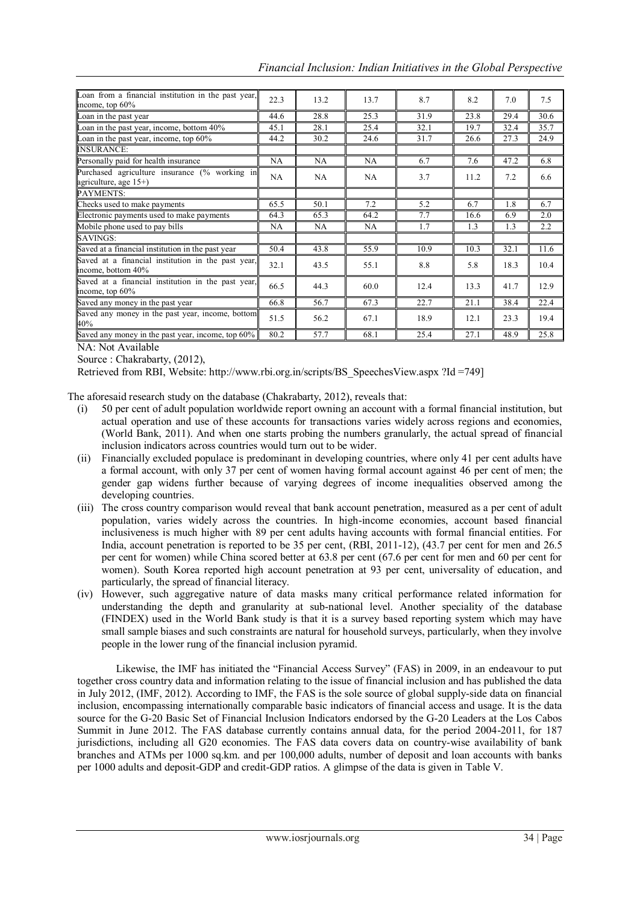| | | | | | | | |
|---|---|---|---|---|---|---|---|
| Loan from a financial institution in the past year, income, top 60% | 22.3 | 13.2 | 13.7 | 8.7 | 8.2 | 7.0 | 7.5 |
| Loan in the past year | 44.6 | 28.8 | 25.3 | 31.9 | 23.8 | 29.4 | 30.6 |
| Loan in the past year, income, bottom 40% | 45.1 | 28.1 | 25.4 | 32.1 | 19.7 | 32.4 | 35.7 |
| Loan in the past year, income, top 60% | 44.2 | 30.2 | 24.6 | 31.7 | 26.6 | 27.3 | 24.9 |
| INSURANCE: | | | | | | | |
| Personally paid for health insurance | NA | NA | NA | 6.7 | 7.6 | 47.2 | 6.8 |
| Purchased agriculture insurance (% working in agriculture, age 15+) | NA | NA | NA | 3.7 | 11.2 | 7.2 | 6.6 |
| PAYMENTS: | | | | | | | |
| Checks used to make payments | 65.5 | 50.1 | 7.2 | 5.2 | 6.7 | 1.8 | 6.7 |
| Electronic payments used to make payments | 64.3 | 65.3 | 64.2 | 7.7 | 16.6 | 6.9 | 2.0 |
| Mobile phone used to pay bills | NA | NA | NA | 1.7 | 1.3 | 1.3 | 2.2 |
| SAVINGS: | | | | | | | |
| Saved at a financial institution in the past year | 50.4 | 43.8 | 55.9 | 10.9 | 10.3 | 32.1 | 11.6 |
| Saved at a financial institution in the past year, income, bottom 40% | 32.1 | 43.5 | 55.1 | 8.8 | 5.8 | 18.3 | 10.4 |
| Saved at a financial institution in the past year, income, top 60% | 66.5 | 44.3 | 60.0 | 12.4 | 13.3 | 41.7 | 12.9 |
| Saved any money in the past year | 66.8 | 56.7 | 67.3 | 22.7 | 21.1 | 38.4 | 22.4 |
| Saved any money in the past year, income, bottom 40% | 51.5 | 56.2 | 67.1 | 18.9 | 12.1 | 23.3 | 19.4 |
| Saved any money in the past year, income, top 60% | 80.2 | 57.7 | 68.1 | 25.4 | 27.1 | 48.9 | 25.8 |

NA: Not Available

Source : Chakrabarty, (2012),

Retrieved from RBI, Website: http://www.rbi.org.in/scripts/BS_SpeechesView.aspx ?Id =749]

The aforesaid research study on the database (Chakrabarty, 2012), reveals that:

(i) 50 per cent of adult population worldwide report owning an account with a formal financial institution, but actual operation and use of these accounts for transactions varies widely across regions and economies, (World Bank, 2011). And when one starts probing the numbers granularly, the actual spread of financial inclusion indicators across countries would turn out to be wider.

(ii) Financially excluded populace is predominant in developing countries, where only 41 per cent adults have a formal account, with only 37 per cent of women having formal account against 46 per cent of men; the gender gap widens further because of varying degrees of income inequalities observed among the developing countries.

(iii) The cross country comparison would reveal that bank account penetration, measured as a per cent of adult population, varies widely across the countries. In high-income economies, account based financial inclusiveness is much higher with 89 per cent adults having accounts with formal financial entities. For India, account penetration is reported to be 35 per cent, (RBI, 2011-12), (43.7 per cent for men and 26.5 per cent for women) while China scored better at 63.8 per cent (67.6 per cent for men and 60 per cent for women). South Korea reported high account penetration at 93 per cent, universality of education, and particularly, the spread of financial literacy.

(iv) However, such aggregative nature of data masks many critical performance related information for understanding the depth and granularity at sub-national level. Another speciality of the database (FINDEX) used in the World Bank study is that it is a survey based reporting system which may have small sample biases and such constraints are natural for household surveys, particularly, when they involve people in the lower rung of the financial inclusion pyramid.

Likewise, the IMF has initiated the "Financial Access Survey" (FAS) in 2009, in an endeavour to put together cross country data and information relating to the issue of financial inclusion and has published the data in July 2012, (IMF, 2012). According to IMF, the FAS is the sole source of global supply-side data on financial inclusion, encompassing internationally comparable basic indicators of financial access and usage. It is the data source for the G-20 Basic Set of Financial Inclusion Indicators endorsed by the G-20 Leaders at the Los Cabos Summit in June 2012. The FAS database currently contains annual data, for the period 2004-2011, for 187 jurisdictions, including all G20 economies. The FAS data covers data on country-wise availability of bank branches and ATMs per 1000 sq.km. and per 100,000 adults, number of deposit and loan accounts with banks per 1000 adults and deposit-GDP and credit-GDP ratios. A glimpse of the data is given in Table V.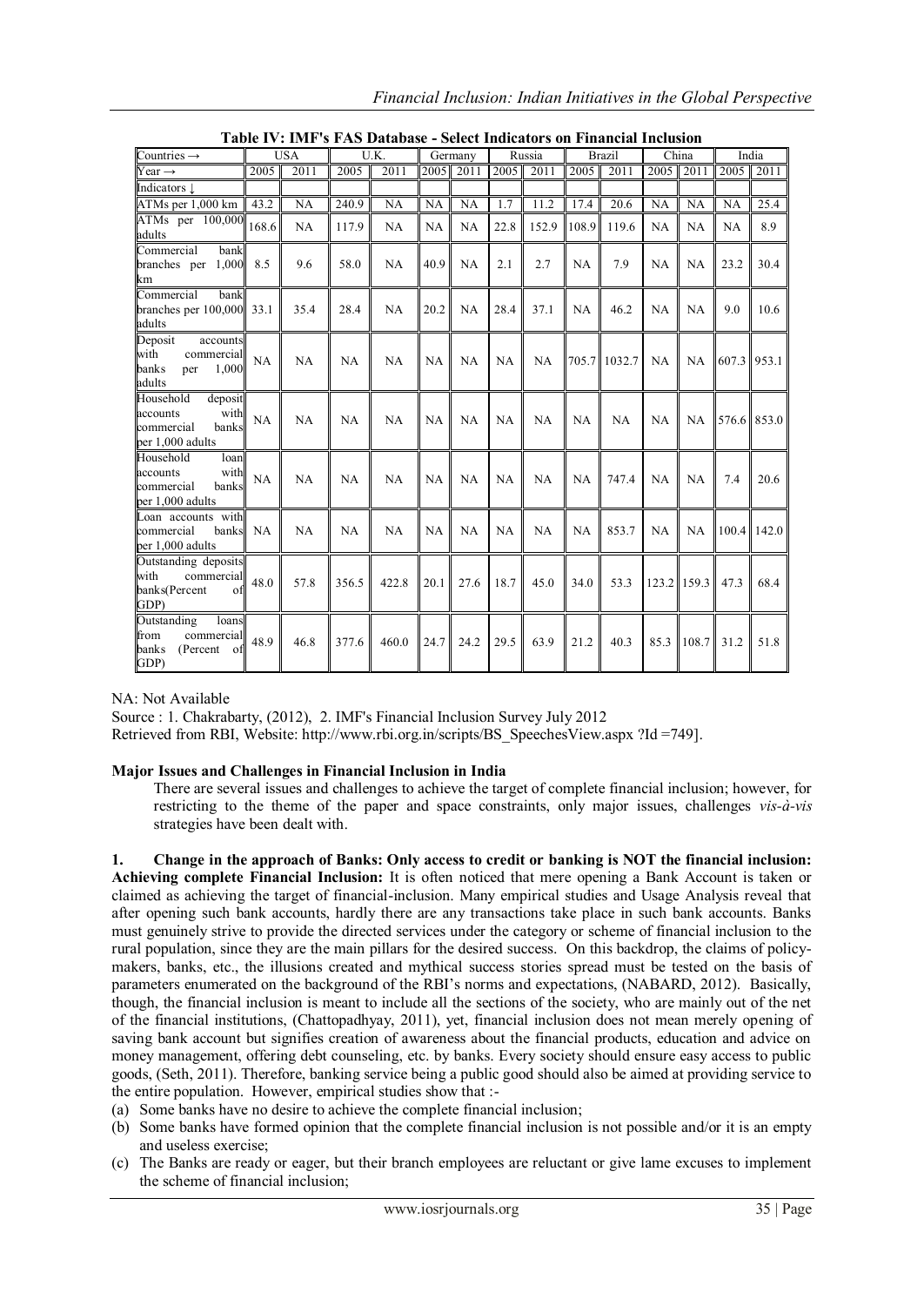**Table IV: IMF's FAS Database - Select Indicators on Financial Inclusion**

| Countries → | USA | | U.K. | | Germany | | Russia | | Brazil | | China | | India | |
|---|---|---|---|---|---|---|---|---|---|---|---|---|---|---|
| Year → | 2005 | 2011 | 2005 | 2011 | 2005 | 2011 | 2005 | 2011 | 2005 | 2011 | 2005 | 2011 | 2005 | 2011 |
| Indicators ↓ | | | | | | | | | | | | | | |
| ATMs per 1,000 km | 43.2 | NA | 240.9 | NA | NA | NA | 1.7 | 11.2 | 17.4 | 20.6 | NA | NA | NA | 25.4 |
| ATMs per 100,000 adults | 168.6 | NA | 117.9 | NA | NA | NA | 22.8 | 152.9 | 108.9 | 119.6 | NA | NA | NA | 8.9 |
| Commercial bank branches per 1,000 km | 8.5 | 9.6 | 58.0 | NA | 40.9 | NA | 2.1 | 2.7 | NA | 7.9 | NA | NA | 23.2 | 30.4 |
| Commercial bank branches per 100,000 adults | 33.1 | 35.4 | 28.4 | NA | 20.2 | NA | 28.4 | 37.1 | NA | 46.2 | NA | NA | 9.0 | 10.6 |
| Deposit accounts with commercial banks per 1,000 adults | NA | NA | NA | NA | NA | NA | NA | NA | 705.7 | 1032.7 | NA | NA | 607.3 | 953.1 |
| Household deposit accounts with commercial banks per 1,000 adults | NA | NA | NA | NA | NA | NA | NA | NA | NA | NA | NA | NA | 576.6 | 853.0 |
| Household loan accounts with commercial banks per 1,000 adults | NA | NA | NA | NA | NA | NA | NA | NA | NA | 747.4 | NA | NA | 7.4 | 20.6 |
| Loan accounts with commercial banks per 1,000 adults | NA | NA | NA | NA | NA | NA | NA | NA | NA | 853.7 | NA | NA | 100.4 | 142.0 |
| Outstanding deposits with commercial banks(Percent of GDP) | 48.0 | 57.8 | 356.5 | 422.8 | 20.1 | 27.6 | 18.7 | 45.0 | 34.0 | 53.3 | 123.2 | 159.3 | 47.3 | 68.4 |
| Outstanding loans from commercial banks (Percent of GDP) | 48.9 | 46.8 | 377.6 | 460.0 | 24.7 | 24.2 | 29.5 | 63.9 | 21.2 | 40.3 | 85.3 | 108.7 | 31.2 | 51.8 |

NA: Not Available

Source : 1. Chakrabarty, (2012), 2. IMF's Financial Inclusion Survey July 2012
Retrieved from RBI, Website: http://www.rbi.org.in/scripts/BS_SpeechesView.aspx ?Id =749].

## Major Issues and Challenges in Financial Inclusion in India

There are several issues and challenges to achieve the target of complete financial inclusion; however, for restricting to the theme of the paper and space constraints, only major issues, challenges *vis-à-vis* strategies have been dealt with.

**1. Change in the approach of Banks: Only access to credit or banking is NOT the financial inclusion: Achieving complete Financial Inclusion:** It is often noticed that mere opening a Bank Account is taken or claimed as achieving the target of financial-inclusion. Many empirical studies and Usage Analysis reveal that after opening such bank accounts, hardly there are any transactions take place in such bank accounts. Banks must genuinely strive to provide the directed services under the category or scheme of financial inclusion to the rural population, since they are the main pillars for the desired success. On this backdrop, the claims of policy-makers, banks, etc., the illusions created and mythical success stories spread must be tested on the basis of parameters enumerated on the background of the RBI's norms and expectations, (NABARD, 2012). Basically, though, the financial inclusion is meant to include all the sections of the society, who are mainly out of the net of the financial institutions, (Chattopadhyay, 2011), yet, financial inclusion does not mean merely opening of saving bank account but signifies creation of awareness about the financial products, education and advice on money management, offering debt counseling, etc. by banks. Every society should ensure easy access to public goods, (Seth, 2011). Therefore, banking service being a public good should also be aimed at providing service to the entire population. However, empirical studies show that :-

(a) Some banks have no desire to achieve the complete financial inclusion;
(b) Some banks have formed opinion that the complete financial inclusion is not possible and/or it is an empty and useless exercise;
(c) The Banks are ready or eager, but their branch employees are reluctant or give lame excuses to implement the scheme of financial inclusion;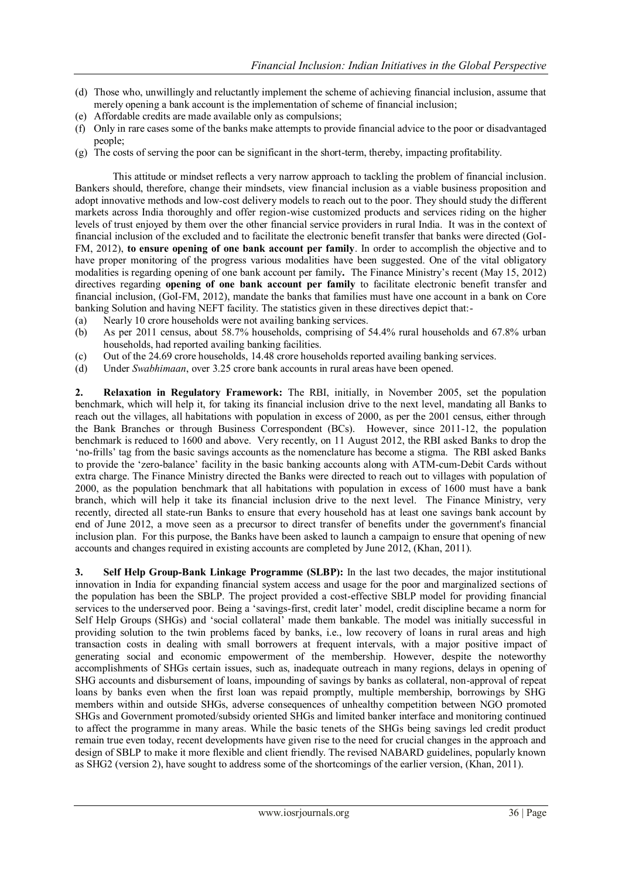(d) Those who, unwillingly and reluctantly implement the scheme of achieving financial inclusion, assume that merely opening a bank account is the implementation of scheme of financial inclusion;
(e) Affordable credits are made available only as compulsions;
(f) Only in rare cases some of the banks make attempts to provide financial advice to the poor or disadvantaged people;
(g) The costs of serving the poor can be significant in the short-term, thereby, impacting profitability.

This attitude or mindset reflects a very narrow approach to tackling the problem of financial inclusion. Bankers should, therefore, change their mindsets, view financial inclusion as a viable business proposition and adopt innovative methods and low-cost delivery models to reach out to the poor. They should study the different markets across India thoroughly and offer region-wise customized products and services riding on the higher levels of trust enjoyed by them over the other financial service providers in rural India. It was in the context of financial inclusion of the excluded and to facilitate the electronic benefit transfer that banks were directed (GoI-FM, 2012), **to ensure opening of one bank account per family**. In order to accomplish the objective and to have proper monitoring of the progress various modalities have been suggested. One of the vital obligatory modalities is regarding opening of one bank account per family**.** The Finance Ministry's recent (May 15, 2012) directives regarding **opening of one bank account per family** to facilitate electronic benefit transfer and financial inclusion, (GoI-FM, 2012), mandate the banks that families must have one account in a bank on Core banking Solution and having NEFT facility. The statistics given in these directives depict that:-

(a) Nearly 10 crore households were not availing banking services.
(b) As per 2011 census, about 58.7% households, comprising of 54.4% rural households and 67.8% urban households, had reported availing banking facilities.
(c) Out of the 24.69 crore households, 14.48 crore households reported availing banking services.
(d) Under *Swabhimaan*, over 3.25 crore bank accounts in rural areas have been opened.

**2. Relaxation in Regulatory Framework:** The RBI, initially, in November 2005, set the population benchmark, which will help it, for taking its financial inclusion drive to the next level, mandating all Banks to reach out the villages, all habitations with population in excess of 2000, as per the 2001 census, either through the Bank Branches or through Business Correspondent (BCs). However, since 2011-12, the population benchmark is reduced to 1600 and above. Very recently, on 11 August 2012, the RBI asked Banks to drop the 'no-frills' tag from the basic savings accounts as the nomenclature has become a stigma. The RBI asked Banks to provide the 'zero-balance' facility in the basic banking accounts along with ATM-cum-Debit Cards without extra charge. The Finance Ministry directed the Banks were directed to reach out to villages with population of 2000, as the population benchmark that all habitations with population in excess of 1600 must have a bank branch, which will help it take its financial inclusion drive to the next level. The Finance Ministry, very recently, directed all state-run Banks to ensure that every household has at least one savings bank account by end of June 2012, a move seen as a precursor to direct transfer of benefits under the government's financial inclusion plan. For this purpose, the Banks have been asked to launch a campaign to ensure that opening of new accounts and changes required in existing accounts are completed by June 2012, (Khan, 2011).

**3. Self Help Group-Bank Linkage Programme (SLBP):** In the last two decades, the major institutional innovation in India for expanding financial system access and usage for the poor and marginalized sections of the population has been the SBLP. The project provided a cost-effective SBLP model for providing financial services to the underserved poor. Being a 'savings-first, credit later' model, credit discipline became a norm for Self Help Groups (SHGs) and 'social collateral' made them bankable. The model was initially successful in providing solution to the twin problems faced by banks, i.e., low recovery of loans in rural areas and high transaction costs in dealing with small borrowers at frequent intervals, with a major positive impact of generating social and economic empowerment of the membership. However, despite the noteworthy accomplishments of SHGs certain issues, such as, inadequate outreach in many regions, delays in opening of SHG accounts and disbursement of loans, impounding of savings by banks as collateral, non-approval of repeat loans by banks even when the first loan was repaid promptly, multiple membership, borrowings by SHG members within and outside SHGs, adverse consequences of unhealthy competition between NGO promoted SHGs and Government promoted/subsidy oriented SHGs and limited banker interface and monitoring continued to affect the programme in many areas. While the basic tenets of the SHGs being savings led credit product remain true even today, recent developments have given rise to the need for crucial changes in the approach and design of SBLP to make it more flexible and client friendly. The revised NABARD guidelines, popularly known as SHG2 (version 2), have sought to address some of the shortcomings of the earlier version, (Khan, 2011).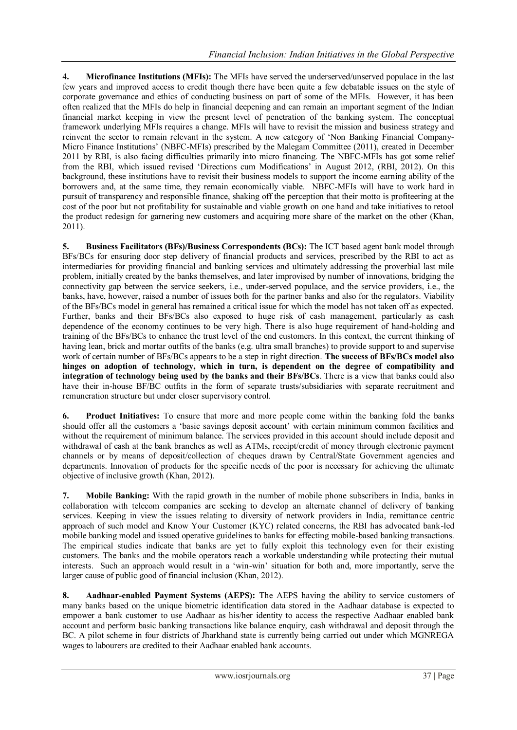**4. Microfinance Institutions (MFIs):** The MFIs have served the underserved/unserved populace in the last few years and improved access to credit though there have been quite a few debatable issues on the style of corporate governance and ethics of conducting business on part of some of the MFIs. However, it has been often realized that the MFIs do help in financial deepening and can remain an important segment of the Indian financial market keeping in view the present level of penetration of the banking system. The conceptual framework underlying MFIs requires a change. MFIs will have to revisit the mission and business strategy and reinvent the sector to remain relevant in the system. A new category of 'Non Banking Financial Company-Micro Finance Institutions' (NBFC-MFIs) prescribed by the Malegam Committee (2011), created in December 2011 by RBI, is also facing difficulties primarily into micro financing. The NBFC-MFIs has got some relief from the RBI, which issued revised 'Directions cum Modifications' in August 2012, (RBI, 2012). On this background, these institutions have to revisit their business models to support the income earning ability of the borrowers and, at the same time, they remain economically viable. NBFC-MFIs will have to work hard in pursuit of transparency and responsible finance, shaking off the perception that their motto is profiteering at the cost of the poor but not profitability for sustainable and viable growth on one hand and take initiatives to retool the product redesign for garnering new customers and acquiring more share of the market on the other (Khan, 2011).

**5. Business Facilitators (BFs)/Business Correspondents (BCs):** The ICT based agent bank model through BFs/BCs for ensuring door step delivery of financial products and services, prescribed by the RBI to act as intermediaries for providing financial and banking services and ultimately addressing the proverbial last mile problem, initially created by the banks themselves, and later improvised by number of innovations, bridging the connectivity gap between the service seekers, i.e., under-served populace, and the service providers, i.e., the banks, have, however, raised a number of issues both for the partner banks and also for the regulators. Viability of the BFs/BCs model in general has remained a critical issue for which the model has not taken off as expected. Further, banks and their BFs/BCs also exposed to huge risk of cash management, particularly as cash dependence of the economy continues to be very high. There is also huge requirement of hand-holding and training of the BFs/BCs to enhance the trust level of the end customers. In this context, the current thinking of having lean, brick and mortar outfits of the banks (e.g. ultra small branches) to provide support to and supervise work of certain number of BFs/BCs appears to be a step in right direction. **The success of BFs/BCs model also hinges on adoption of technology, which in turn, is dependent on the degree of compatibility and integration of technology being used by the banks and their BFs/BCs**. There is a view that banks could also have their in-house BF/BC outfits in the form of separate trusts/subsidiaries with separate recruitment and remuneration structure but under closer supervisory control.

**6. Product Initiatives:** To ensure that more and more people come within the banking fold the banks should offer all the customers a 'basic savings deposit account' with certain minimum common facilities and without the requirement of minimum balance. The services provided in this account should include deposit and withdrawal of cash at the bank branches as well as ATMs, receipt/credit of money through electronic payment channels or by means of deposit/collection of cheques drawn by Central/State Government agencies and departments. Innovation of products for the specific needs of the poor is necessary for achieving the ultimate objective of inclusive growth (Khan, 2012).

**7. Mobile Banking:** With the rapid growth in the number of mobile phone subscribers in India, banks in collaboration with telecom companies are seeking to develop an alternate channel of delivery of banking services. Keeping in view the issues relating to diversity of network providers in India, remittance centric approach of such model and Know Your Customer (KYC) related concerns, the RBI has advocated bank-led mobile banking model and issued operative guidelines to banks for effecting mobile-based banking transactions. The empirical studies indicate that banks are yet to fully exploit this technology even for their existing customers. The banks and the mobile operators reach a workable understanding while protecting their mutual interests. Such an approach would result in a 'win-win' situation for both and, more importantly, serve the larger cause of public good of financial inclusion (Khan, 2012).

**8. Aadhaar-enabled Payment Systems (AEPS):** The AEPS having the ability to service customers of many banks based on the unique biometric identification data stored in the Aadhaar database is expected to empower a bank customer to use Aadhaar as his/her identity to access the respective Aadhaar enabled bank account and perform basic banking transactions like balance enquiry, cash withdrawal and deposit through the BC. A pilot scheme in four districts of Jharkhand state is currently being carried out under which MGNREGA wages to labourers are credited to their Aadhaar enabled bank accounts.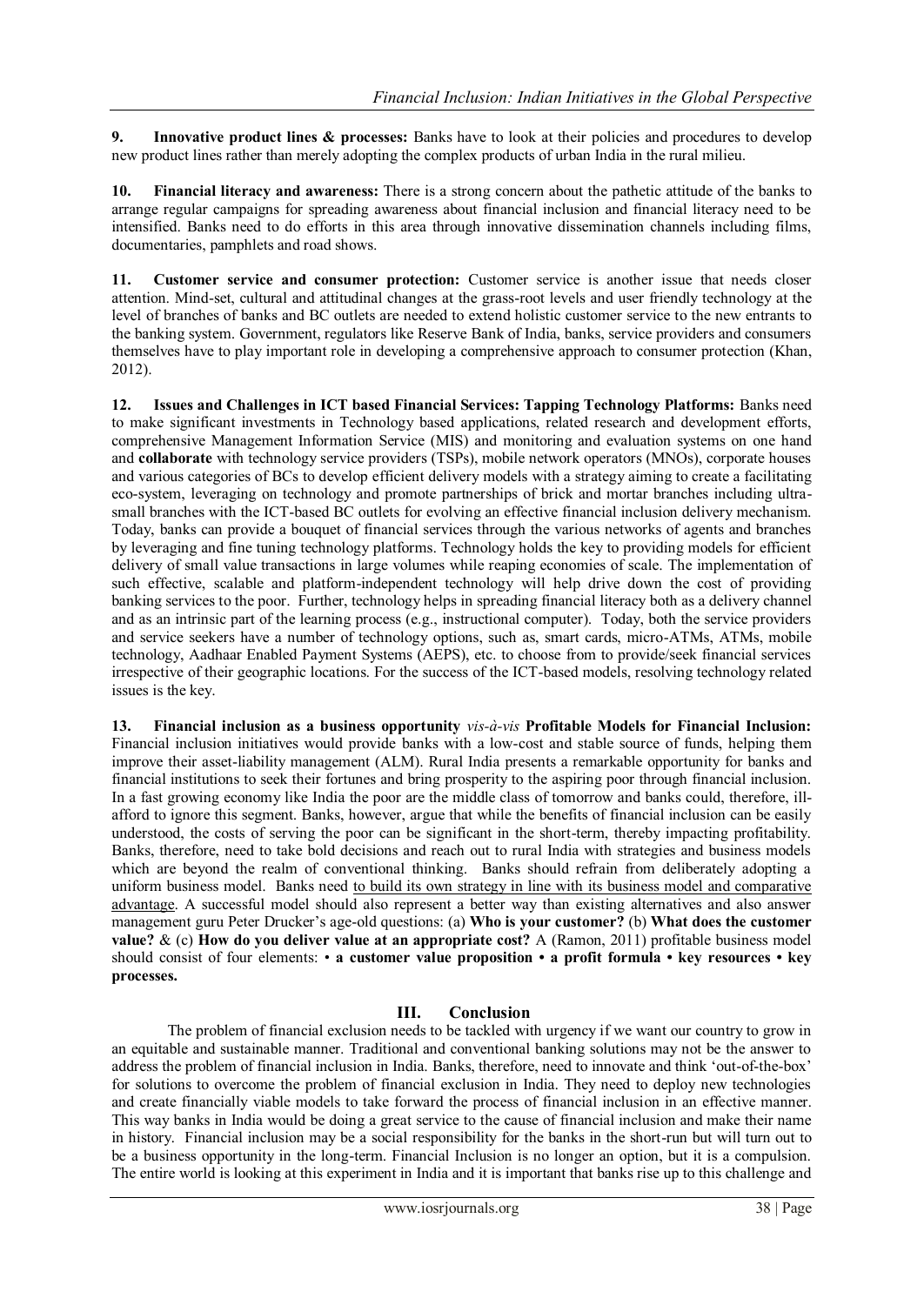**9. Innovative product lines & processes:** Banks have to look at their policies and procedures to develop new product lines rather than merely adopting the complex products of urban India in the rural milieu.

**10. Financial literacy and awareness:** There is a strong concern about the pathetic attitude of the banks to arrange regular campaigns for spreading awareness about financial inclusion and financial literacy need to be intensified. Banks need to do efforts in this area through innovative dissemination channels including films, documentaries, pamphlets and road shows.

**11. Customer service and consumer protection:** Customer service is another issue that needs closer attention. Mind-set, cultural and attitudinal changes at the grass-root levels and user friendly technology at the level of branches of banks and BC outlets are needed to extend holistic customer service to the new entrants to the banking system. Government, regulators like Reserve Bank of India, banks, service providers and consumers themselves have to play important role in developing a comprehensive approach to consumer protection (Khan, 2012).

**12. Issues and Challenges in ICT based Financial Services: Tapping Technology Platforms:** Banks need to make significant investments in Technology based applications, related research and development efforts, comprehensive Management Information Service (MIS) and monitoring and evaluation systems on one hand and **collaborate** with technology service providers (TSPs), mobile network operators (MNOs), corporate houses and various categories of BCs to develop efficient delivery models with a strategy aiming to create a facilitating eco-system, leveraging on technology and promote partnerships of brick and mortar branches including ultra-small branches with the ICT-based BC outlets for evolving an effective financial inclusion delivery mechanism. Today, banks can provide a bouquet of financial services through the various networks of agents and branches by leveraging and fine tuning technology platforms. Technology holds the key to providing models for efficient delivery of small value transactions in large volumes while reaping economies of scale. The implementation of such effective, scalable and platform-independent technology will help drive down the cost of providing banking services to the poor. Further, technology helps in spreading financial literacy both as a delivery channel and as an intrinsic part of the learning process (e.g., instructional computer). Today, both the service providers and service seekers have a number of technology options, such as, smart cards, micro-ATMs, ATMs, mobile technology, Aadhaar Enabled Payment Systems (AEPS), etc. to choose from to provide/seek financial services irrespective of their geographic locations. For the success of the ICT-based models, resolving technology related issues is the key.

**13. Financial inclusion as a business opportunity** ***vis-à-vis*** **Profitable Models for Financial Inclusion:** Financial inclusion initiatives would provide banks with a low-cost and stable source of funds, helping them improve their asset-liability management (ALM). Rural India presents a remarkable opportunity for banks and financial institutions to seek their fortunes and bring prosperity to the aspiring poor through financial inclusion. In a fast growing economy like India the poor are the middle class of tomorrow and banks could, therefore, ill-afford to ignore this segment. Banks, however, argue that while the benefits of financial inclusion can be easily understood, the costs of serving the poor can be significant in the short-term, thereby impacting profitability. Banks, therefore, need to take bold decisions and reach out to rural India with strategies and business models which are beyond the realm of conventional thinking. Banks should refrain from deliberately adopting a uniform business model. Banks need to build its own strategy in line with its business model and comparative advantage. A successful model should also represent a better way than existing alternatives and also answer management guru Peter Drucker's age-old questions: (a) **Who is your customer?** (b) **What does the customer value?** & (c) **How do you deliver value at an appropriate cost?** A (Ramon, 2011) profitable business model should consist of four elements: • **a customer value proposition • a profit formula • key resources • key processes.**

## III. Conclusion

The problem of financial exclusion needs to be tackled with urgency if we want our country to grow in an equitable and sustainable manner. Traditional and conventional banking solutions may not be the answer to address the problem of financial inclusion in India. Banks, therefore, need to innovate and think 'out-of-the-box' for solutions to overcome the problem of financial exclusion in India. They need to deploy new technologies and create financially viable models to take forward the process of financial inclusion in an effective manner. This way banks in India would be doing a great service to the cause of financial inclusion and make their name in history. Financial inclusion may be a social responsibility for the banks in the short-run but will turn out to be a business opportunity in the long-term. Financial Inclusion is no longer an option, but it is a compulsion. The entire world is looking at this experiment in India and it is important that banks rise up to this challenge and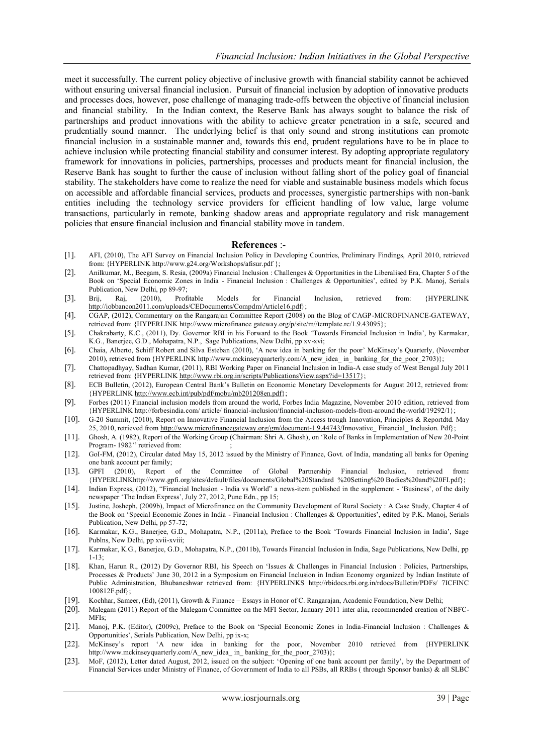meet it successfully. The current policy objective of inclusive growth with financial stability cannot be achieved without ensuring universal financial inclusion. Pursuit of financial inclusion by adoption of innovative products and processes does, however, pose challenge of managing trade-offs between the objective of financial inclusion and financial stability. In the Indian context, the Reserve Bank has always sought to balance the risk of partnerships and product innovations with the ability to achieve greater penetration in a safe, secured and prudentially sound manner. The underlying belief is that only sound and strong institutions can promote financial inclusion in a sustainable manner and, towards this end, prudent regulations have to be in place to achieve inclusion while protecting financial stability and consumer interest. By adopting appropriate regulatory framework for innovations in policies, partnerships, processes and products meant for financial inclusion, the Reserve Bank has sought to further the cause of inclusion without falling short of the policy goal of financial stability. The stakeholders have come to realize the need for viable and sustainable business models which focus on accessible and affordable financial services, products and processes, synergistic partnerships with non-bank entities including the technology service providers for efficient handling of low value, large volume transactions, particularly in remote, banking shadow areas and appropriate regulatory and risk management policies that ensure financial inclusion and financial stability move in tandem.

## References :-

[1]. AFI, (2010), The AFI Survey on Financial Inclusion Policy in Developing Countries, Preliminary Findings, April 2010, retrieved from: {HYPERLINK http://www.g24.org/Workshops/afisur.pdf };

[2]. Anilkumar, M., Beegam, S. Resia, (2009a) Financial Inclusion : Challenges & Opportunities in the Liberalised Era, Chapter 5 of the Book on 'Special Economic Zones in India - Financial Inclusion : Challenges & Opportunities', edited by P.K. Manoj, Serials Publication, New Delhi, pp 89-97;

[3]. Brij, Raj, (2010), Profitable Models for Financial Inclusion, retrieved from: {HYPERLINK http://iobbancon2011.com/uploads/CEDocuments/Compdm/Article16.pdf};

[4]. CGAP, (2012), Commentary on the Rangarajan Committee Report (2008) on the Blog of CAGP-MICROFINANCE-GATEWAY, retrieved from: {HYPERLINK http://www.microfinance gateway.org/p/site/m//template.rc/1.9.43095};

[5]. Chakrabarty, K.C., (2011), Dy. Governor RBI in his Forward to the Book 'Towards Financial Inclusion in India', by Karmakar, K.G., Banerjee, G.D., Mohapatra, N.P., Sage Publications, New Delhi, pp xv-xvi;

[6]. Chaia, Alberto, Schiff Robert and Silva Esteban (2010), 'A new idea in banking for the poor' McKinsey's Quarterly, (November 2010), retrieved from {HYPERLINK http://www.mckinseyquarterly.com/A_new_idea_ in_ banking_for_the_poor_2703)};

[7]. Chattopadhyay, Sadhan Kumar, (2011), RBI Working Paper on Financial Inclusion in India-A case study of West Bengal July 2011 retrieved from: {HYPERLINK http://www.rbi.org.in/scripts/PublicationsView.aspx?id=13517};

[8]. ECB Bulletin, (2012), European Central Bank's Bulletin on Economic Monetary Developments for August 2012, retrieved from: {HYPERLINK http://www.ecb.int/pub/pdf/mobu/mb201208en.pdf};

[9]. Forbes (2011) Financial inclusion models from around the world, Forbes India Magazine, November 2010 edition, retrieved from {HYPERLINK http://forbesindia.com/ article/ financial-inclusion/financial-inclusion-models-from-around the-world/19292/1};

[10]. G-20 Summit, (2010), Report on Innovative Financial Inclusion from the Access trough Innovation, Principles & Reportdtd. May 25, 2010, retrieved from http://www.microfinancegateway.org/gm/document-1.9.44743/Innovative_ Financial_ Inclusion. Pdf};

[11]. Ghosh, A. (1982), Report of the Working Group (Chairman: Shri A. Ghosh), on 'Role of Banks in Implementation of New 20-Point Program- 1982'' retrieved from: ;

[12]. GoI-FM, (2012), Circular dated May 15, 2012 issued by the Ministry of Finance, Govt. of India, mandating all banks for Opening one bank account per family;

[13]. GPFI (2010), Report of the Committee of Global Partnership Financial Inclusion, retrieved from: {HYPERLINKhttp://www.gpfi.org/sites/default/files/documents/Global%20Standard %20Setting%20 Bodies%20and%20FI.pdf};

[14]. Indian Express, (2012), "Financial Inclusion - India vs World" a news-item published in the supplement - 'Business', of the daily newspaper 'The Indian Express', July 27, 2012, Pune Edn., pp 15;

[15]. Justine, Josheph, (2009b), Impact of Microfinance on the Community Development of Rural Society : A Case Study, Chapter 4 of the Book on 'Special Economic Zones in India - Financial Inclusion : Challenges & Opportunities', edited by P.K. Manoj, Serials Publication, New Delhi, pp 57-72;

[16]. Karmakar, K.G., Banerjee, G.D., Mohapatra, N.P., (2011a), Preface to the Book 'Towards Financial Inclusion in India', Sage Publns, New Delhi, pp xvii-xviii;

[17]. Karmakar, K.G., Banerjee, G.D., Mohapatra, N.P., (2011b), Towards Financial Inclusion in India, Sage Publications, New Delhi, pp 1-13;

[18]. Khan, Harun R., (2012) Dy Governor RBI, his Speech on 'Issues & Challenges in Financial Inclusion : Policies, Partnerships, Processes & Products' June 30, 2012 in a Symposium on Financial Inclusion in Indian Economy organized by Indian Institute of Public Administration, Bhubaneshwar retrieved from: {HYPERLINKS http://rbidocs.rbi.org.in/rdocs/Bulletin/PDFs/ 7ICFINC 100812F.pdf};

[19]. Kochhar, Sameer, (Ed), (2011), Growth & Finance – Essays in Honor of C. Rangarajan, Academic Foundation, New Delhi;

[20]. Malegam (2011) Report of the Malegam Committee on the MFI Sector, January 2011 inter alia, recommended creation of NBFC-MFIs;

[21]. Manoj, P.K. (Editor), (2009c), Preface to the Book on 'Special Economic Zones in India-Financial Inclusion : Challenges & Opportunities', Serials Publication, New Delhi, pp ix-x;

[22]. McKinsey's report 'A new idea in banking for the poor, November 2010 retrieved from {HYPERLINK http://www.mckinseyquarterly.com/A_new_idea_ in_ banking_for_the_poor_2703)};

[23]. MoF, (2012), Letter dated August, 2012, issued on the subject: 'Opening of one bank account per family', by the Department of Financial Services under Ministry of Finance, of Government of India to all PSBs, all RRBs ( through Sponsor banks) & all SLBC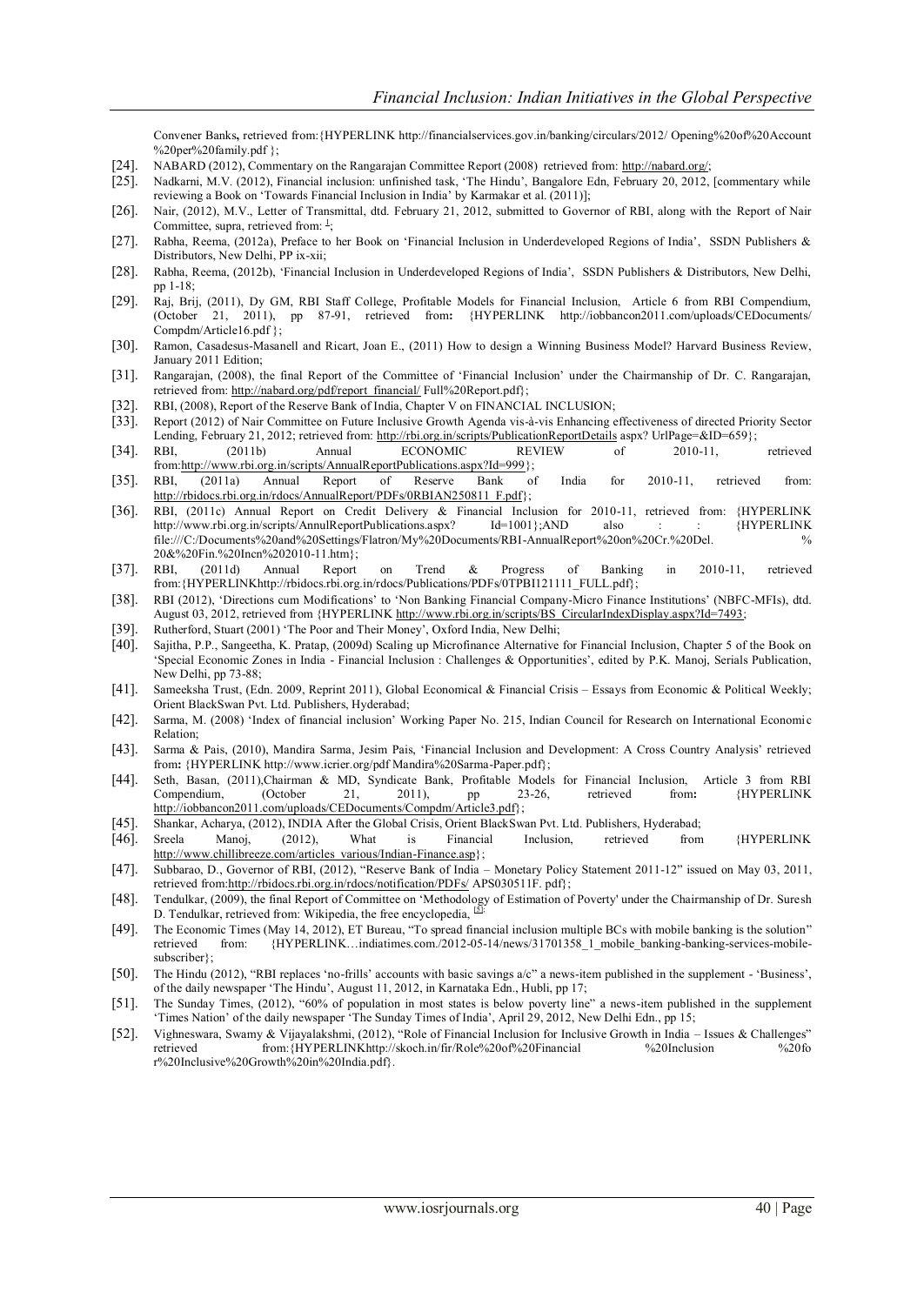Convener Banks, retrieved from:{HYPERLINK http://financialservices.gov.in/banking/circulars/2012/ Opening%20of%20Account %20per%20family.pdf };

[24]. NABARD (2012), Commentary on the Rangarajan Committee Report (2008) retrieved from: http://nabard.org/;

[25]. Nadkarni, M.V. (2012), Financial inclusion: unfinished task, 'The Hindu', Bangalore Edn, February 20, 2012, [commentary while reviewing a Book on 'Towards Financial Inclusion in India' by Karmakar et al. (2011)];

[26]. Nair, (2012), M.V., Letter of Transmittal, dtd. February 21, 2012, submitted to Governor of RBI, along with the Report of Nair Committee, supra, retrieved from: [1];

[27]. Rabha, Reema, (2012a), Preface to her Book on 'Financial Inclusion in Underdeveloped Regions of India', SSDN Publishers & Distributors, New Delhi, PP ix-xii;

[28]. Rabha, Reema, (2012b), 'Financial Inclusion in Underdeveloped Regions of India', SSDN Publishers & Distributors, New Delhi, pp 1-18;

[29]. Raj, Brij, (2011), Dy GM, RBI Staff College, Profitable Models for Financial Inclusion, Article 6 from RBI Compendium, (October 21, 2011), pp 87-91, retrieved from: {HYPERLINK http://iobbancon2011.com/uploads/CEDocuments/ Compdm/Article16.pdf };

[30]. Ramon, Casadesus-Masanell and Ricart, Joan E., (2011) How to design a Winning Business Model? Harvard Business Review, January 2011 Edition;

[31]. Rangarajan, (2008), the final Report of the Committee of 'Financial Inclusion' under the Chairmanship of Dr. C. Rangarajan, retrieved from: http://nabard.org/pdf/report_financial/ Full%20Report.pdf};

[32]. RBI, (2008), Report of the Reserve Bank of India, Chapter V on FINANCIAL INCLUSION;

[33]. Report (2012) of Nair Committee on Future Inclusive Growth Agenda vis-à-vis Enhancing effectiveness of directed Priority Sector Lending, February 21, 2012; retrieved from: http://rbi.org.in/scripts/PublicationReportDetails aspx? UrlPage=&ID=659};

[34]. RBI, (2011b) Annual ECONOMIC REVIEW of 2010-11, retrieved from:http://www.rbi.org.in/scripts/AnnualReportPublications.aspx?Id=999};

[35]. RBI, (2011a) Annual Report of Reserve Bank of India for 2010-11, retrieved from: http://rbidocs.rbi.org.in/rdocs/AnnualReport/PDFs/0RBIAN250811_F.pdf};

[36]. RBI, (2011c) Annual Report on Credit Delivery & Financial Inclusion for 2010-11, retrieved from: {HYPERLINK http://www.rbi.org.in/scripts/AnnulReportPublications.aspx? Id=1001};AND also : : {HYPERLINK file:///C:/Documents%20and%20Settings/Flatron/My%20Documents/RBI-AnnualReport%20on%20Cr.%20Del. % 20&%20Fin.%20Incn%202010-11.htm};

[37]. RBI, (2011d) Annual Report on Trend & Progress of Banking in 2010-11, retrieved from:{HYPERLINKhttp://rbidocs.rbi.org.in/rdocs/Publications/PDFs/0TPBI121111_FULL.pdf};

[38]. RBI (2012), 'Directions cum Modifications' to 'Non Banking Financial Company-Micro Finance Institutions' (NBFC-MFIs), dtd. August 03, 2012, retrieved from {HYPERLINK http://www.rbi.org.in/scripts/BS_CircularIndexDisplay.aspx?Id=7493;

[39]. Rutherford, Stuart (2001) 'The Poor and Their Money', Oxford India, New Delhi;

[40]. Sajitha, P.P., Sangeetha, K. Pratap, (2009d) Scaling up Microfinance Alternative for Financial Inclusion, Chapter 5 of the Book on 'Special Economic Zones in India - Financial Inclusion : Challenges & Opportunities', edited by P.K. Manoj, Serials Publication, New Delhi, pp 73-88;

[41]. Sameeksha Trust, (Edn. 2009, Reprint 2011), Global Economical & Financial Crisis – Essays from Economic & Political Weekly; Orient BlackSwan Pvt. Ltd. Publishers, Hyderabad;

[42]. Sarma, M. (2008) 'Index of financial inclusion' Working Paper No. 215, Indian Council for Research on International Economic Relation;

[43]. Sarma & Pais, (2010), Mandira Sarma, Jesim Pais, 'Financial Inclusion and Development: A Cross Country Analysis' retrieved from: {HYPERLINK http://www.icrier.org/pdf Mandira%20Sarma-Paper.pdf};

[44]. Seth, Basan, (2011),Chairman & MD, Syndicate Bank, Profitable Models for Financial Inclusion, Article 3 from RBI Compendium, (October 21, 2011), pp 23-26, retrieved from: {HYPERLINK http://iobbancon2011.com/uploads/CEDocuments/Compdm/Article3.pdf};

[45]. Shankar, Acharya, (2012), INDIA After the Global Crisis, Orient BlackSwan Pvt. Ltd. Publishers, Hyderabad;

[46]. Sreela Manoj, (2012), What is Financial Inclusion, retrieved from {HYPERLINK http://www.chillibreeze.com/articles_various/Indian-Finance.asp};

[47]. Subbarao, D., Governor of RBI, (2012), "Reserve Bank of India – Monetary Policy Statement 2011-12" issued on May 03, 2011, retrieved from:http://rbidocs.rbi.org.in/rdocs/notification/PDFs/ APS030511F. pdf};

[48]. Tendulkar, (2009), the final Report of Committee on 'Methodology of Estimation of Poverty' under the Chairmanship of Dr. Suresh D. Tendulkar, retrieved from: Wikipedia, the free encyclopedia, [5];

[49]. The Economic Times (May 14, 2012), ET Bureau, "To spread financial inclusion multiple BCs with mobile banking is the solution" retrieved from: {HYPERLINK…indiatimes.com./2012-05-14/news/31701358_1_mobile_banking-banking-services-mobile-subscriber};

[50]. The Hindu (2012), "RBI replaces 'no-frills' accounts with basic savings a/c" a news-item published in the supplement - 'Business', of the daily newspaper 'The Hindu', August 11, 2012, in Karnataka Edn., Hubli, pp 17;

[51]. The Sunday Times, (2012), "60% of population in most states is below poverty line" a news-item published in the supplement 'Times Nation' of the daily newspaper 'The Sunday Times of India', April 29, 2012, New Delhi Edn., pp 15;

[52]. Vighneswara, Swamy & Vijayalakshmi, (2012), "Role of Financial Inclusion for Inclusive Growth in India – Issues & Challenges" retrieved from:{HYPERLINKhttp://skoch.in/fir/Role%20of%20Financial %20Inclusion %20for%20Inclusive%20Growth%20in%20India.pdf}.